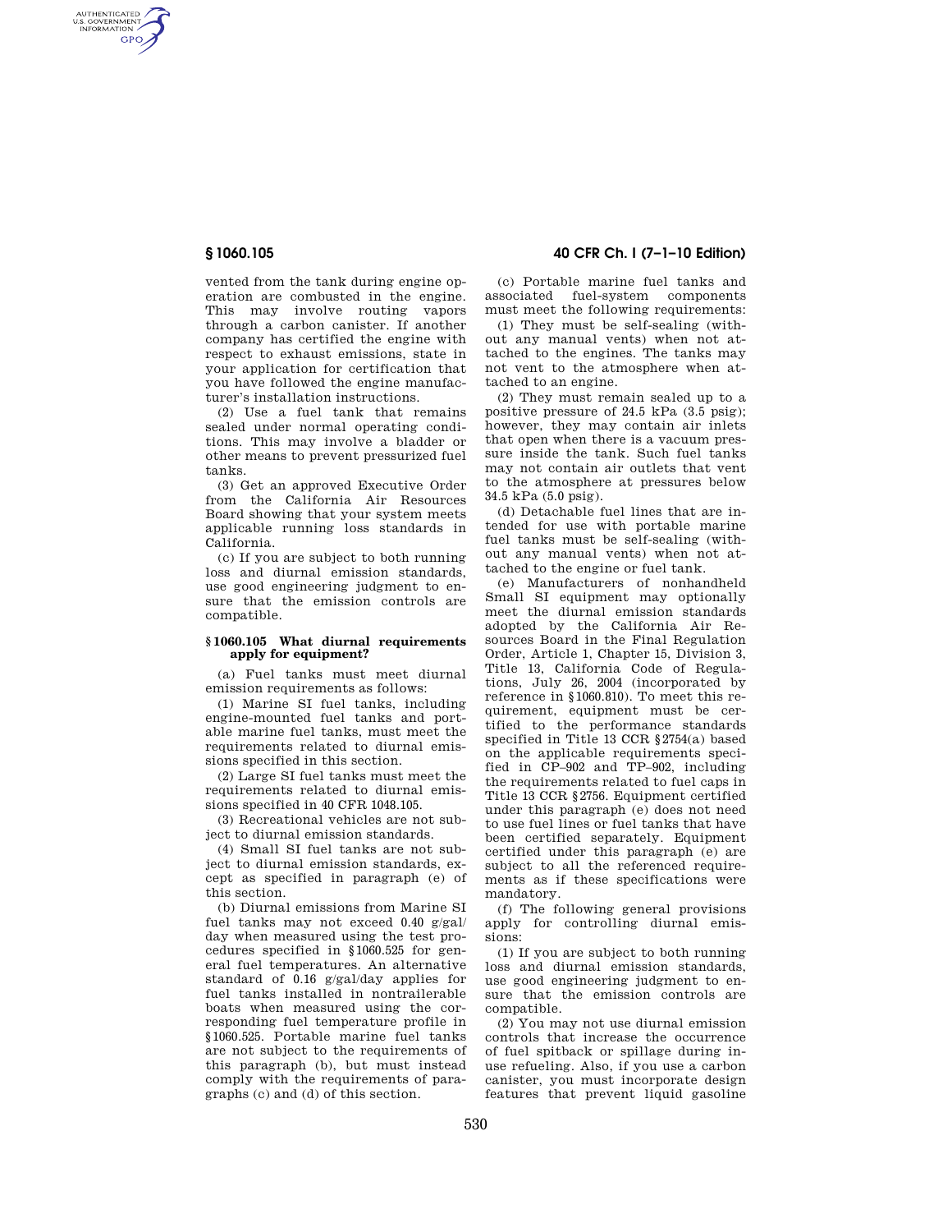vented from the tank during engine operation are combusted in the engine. This may involve routing vapors through a carbon canister. If another company has certified the engine with respect to exhaust emissions, state in your application for certification that you have followed the engine manufacturer's installation instructions.

(2) Use a fuel tank that remains sealed under normal operating conditions. This may involve a bladder or other means to prevent pressurized fuel tanks.

(3) Get an approved Executive Order from the California Air Resources Board showing that your system meets applicable running loss standards in California.

(c) If you are subject to both running loss and diurnal emission standards, use good engineering judgment to ensure that the emission controls are compatible.

### § 1060.105 What diurnal requirements apply for equipment?

(a) Fuel tanks must meet diurnal emission requirements as follows:

(1) Marine SI fuel tanks, including engine-mounted fuel tanks and portable marine fuel tanks, must meet the requirements related to diurnal emissions specified in this section.

(2) Large SI fuel tanks must meet the requirements related to diurnal emissions specified in 40 CFR 1048.105.

(3) Recreational vehicles are not subject to diurnal emission standards.

(4) Small SI fuel tanks are not subject to diurnal emission standards, except as specified in paragraph (e) of this section.

(b) Diurnal emissions from Marine SI fuel tanks may not exceed 0.40 g/gal/day when measured using the test procedures specified in §1060.525 for general fuel temperatures. An alternative standard of 0.16 g/gal/day applies for fuel tanks installed in nontrailerable boats when measured using the corresponding fuel temperature profile in §1060.525. Portable marine fuel tanks are not subject to the requirements of this paragraph (b), but must instead comply with the requirements of paragraphs (c) and (d) of this section.

(c) Portable marine fuel tanks and associated fuel-system components must meet the following requirements:

(1) They must be self-sealing (without any manual vents) when not attached to the engines. The tanks may not vent to the atmosphere when attached to an engine.

(2) They must remain sealed up to a positive pressure of 24.5 kPa (3.5 psig); however, they may contain air inlets that open when there is a vacuum pressure inside the tank. Such fuel tanks may not contain air outlets that vent to the atmosphere at pressures below 34.5 kPa (5.0 psig).

(d) Detachable fuel lines that are intended for use with portable marine fuel tanks must be self-sealing (without any manual vents) when not attached to the engine or fuel tank.

(e) Manufacturers of nonhandheld Small SI equipment may optionally meet the diurnal emission standards adopted by the California Air Resources Board in the Final Regulation Order, Article 1, Chapter 15, Division 3, Title 13, California Code of Regulations, July 26, 2004 (incorporated by reference in §1060.810). To meet this requirement, equipment must be certified to the performance standards specified in Title 13 CCR §2754(a) based on the applicable requirements specified in CP–902 and TP–902, including the requirements related to fuel caps in Title 13 CCR §2756. Equipment certified under this paragraph (e) does not need to use fuel lines or fuel tanks that have been certified separately. Equipment certified under this paragraph (e) are subject to all the referenced requirements as if these specifications were mandatory.

(f) The following general provisions apply for controlling diurnal emissions:

(1) If you are subject to both running loss and diurnal emission standards, use good engineering judgment to ensure that the emission controls are compatible.

(2) You may not use diurnal emission controls that increase the occurrence of fuel spitback or spillage during in-use refueling. Also, if you use a carbon canister, you must incorporate design features that prevent liquid gasoline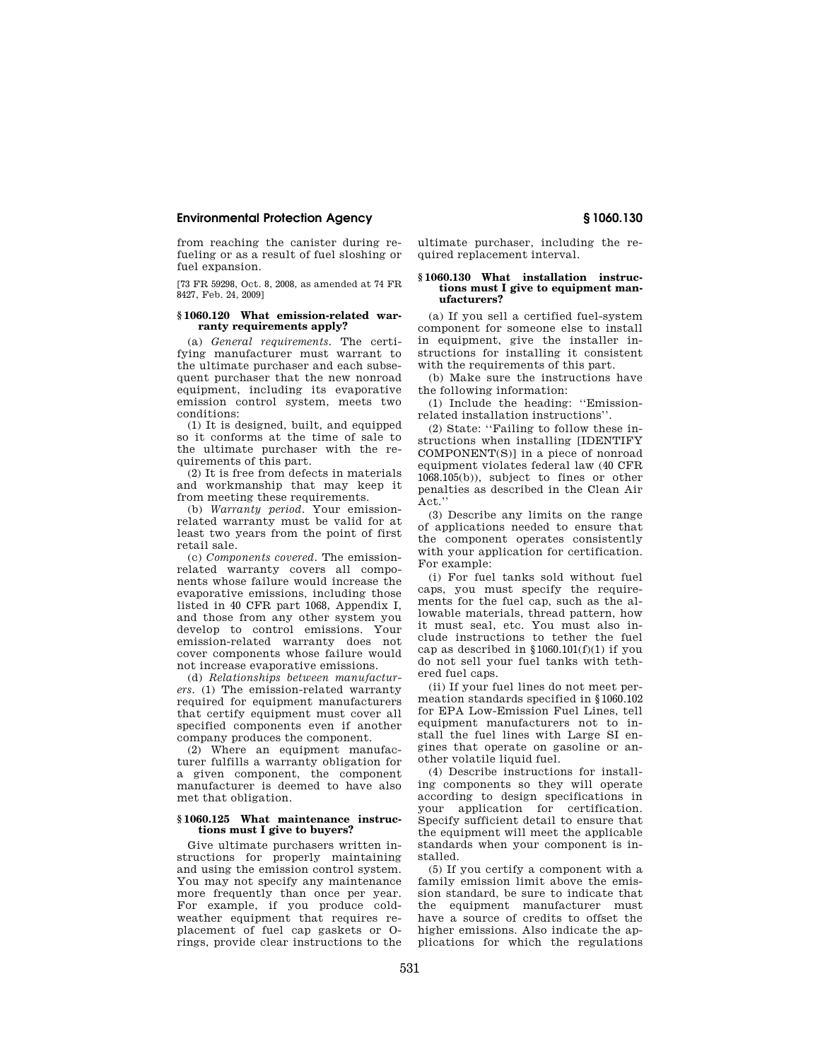from reaching the canister during refueling or as a result of fuel sloshing or fuel expansion.

[73 FR 59298, Oct. 8, 2008, as amended at 74 FR 8427, Feb. 24, 2009]

### § 1060.120 What emission-related warranty requirements apply?

(a) *General requirements.* The certifying manufacturer must warrant to the ultimate purchaser and each subsequent purchaser that the new nonroad equipment, including its evaporative emission control system, meets two conditions:

(1) It is designed, built, and equipped so it conforms at the time of sale to the ultimate purchaser with the requirements of this part.

(2) It is free from defects in materials and workmanship that may keep it from meeting these requirements.

(b) *Warranty period.* Your emission-related warranty must be valid for at least two years from the point of first retail sale.

(c) *Components covered.* The emission-related warranty covers all components whose failure would increase the evaporative emissions, including those listed in 40 CFR part 1068, Appendix I, and those from any other system you develop to control emissions. Your emission-related warranty does not cover components whose failure would not increase evaporative emissions.

(d) *Relationships between manufacturers.* (1) The emission-related warranty required for equipment manufacturers that certify equipment must cover all specified components even if another company produces the component.

(2) Where an equipment manufacturer fulfills a warranty obligation for a given component, the component manufacturer is deemed to have also met that obligation.

### § 1060.125 What maintenance instructions must I give to buyers?

Give ultimate purchasers written instructions for properly maintaining and using the emission control system. You may not specify any maintenance more frequently than once per year. For example, if you produce cold-weather equipment that requires replacement of fuel cap gaskets or O-rings, provide clear instructions to the ultimate purchaser, including the required replacement interval.

### § 1060.130 What installation instructions must I give to equipment manufacturers?

(a) If you sell a certified fuel-system component for someone else to install in equipment, give the installer instructions for installing it consistent with the requirements of this part.

(b) Make sure the instructions have the following information:

(1) Include the heading: ''Emission-related installation instructions''.

(2) State: ''Failing to follow these instructions when installing [IDENTIFY COMPONENT(S)] in a piece of nonroad equipment violates federal law (40 CFR 1068.105(b)), subject to fines or other penalties as described in the Clean Air Act.''

(3) Describe any limits on the range of applications needed to ensure that the component operates consistently with your application for certification. For example:

(i) For fuel tanks sold without fuel caps, you must specify the requirements for the fuel cap, such as the allowable materials, thread pattern, how it must seal, etc. You must also include instructions to tether the fuel cap as described in § 1060.101(f)(1) if you do not sell your fuel tanks with tethered fuel caps.

(ii) If your fuel lines do not meet permeation standards specified in § 1060.102 for EPA Low-Emission Fuel Lines, tell equipment manufacturers not to install the fuel lines with Large SI engines that operate on gasoline or another volatile liquid fuel.

(4) Describe instructions for installing components so they will operate according to design specifications in your application for certification. Specify sufficient detail to ensure that the equipment will meet the applicable standards when your component is installed.

(5) If you certify a component with a family emission limit above the emission standard, be sure to indicate that the equipment manufacturer must have a source of credits to offset the higher emissions. Also indicate the applications for which the regulations